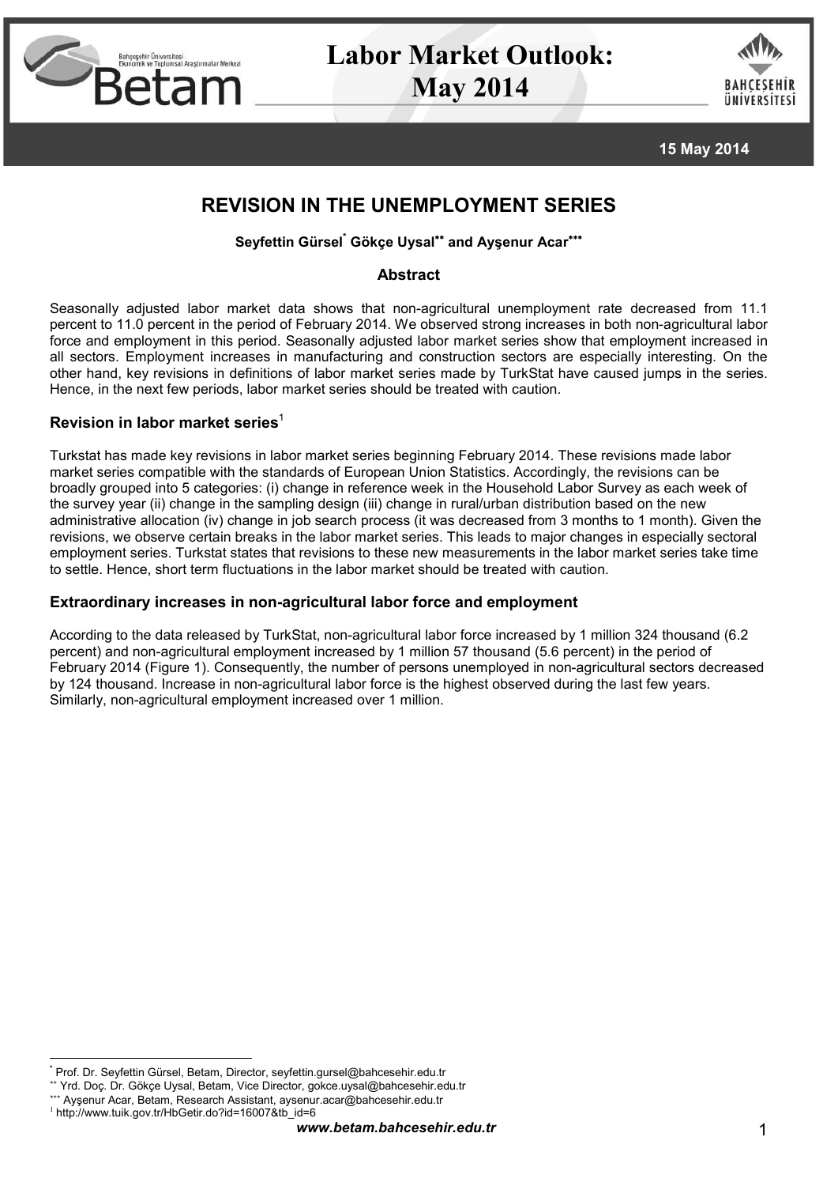# Labor Market Outlook: May 2014

15 May 2014

## REVISION IN THE UNEMPLOYMENT SERIES

**Seyfettin Gürsel[*] Gökçe Uysal[**] and Ayşenur Acar[***]**

### Abstract

Seasonally adjusted labor market data shows that non-agricultural unemployment rate decreased from 11.1 percent to 11.0 percent in the period of February 2014. We observed strong increases in both non-agricultural labor force and employment in this period. Seasonally adjusted labor market series show that employment increased in all sectors. Employment increases in manufacturing and construction sectors are especially interesting. On the other hand, key revisions in definitions of labor market series made by TurkStat have caused jumps in the series. Hence, in the next few periods, labor market series should be treated with caution.

### Revision in labor market series[1]

Turkstat has made key revisions in labor market series beginning February 2014. These revisions made labor market series compatible with the standards of European Union Statistics. Accordingly, the revisions can be broadly grouped into 5 categories: (i) change in reference week in the Household Labor Survey as each week of the survey year (ii) change in the sampling design (iii) change in rural/urban distribution based on the new administrative allocation (iv) change in job search process (it was decreased from 3 months to 1 month). Given the revisions, we observe certain breaks in the labor market series. This leads to major changes in especially sectoral employment series. Turkstat states that revisions to these new measurements in the labor market series take time to settle. Hence, short term fluctuations in the labor market should be treated with caution.

### Extraordinary increases in non-agricultural labor force and employment

According to the data released by TurkStat, non-agricultural labor force increased by 1 million 324 thousand (6.2 percent) and non-agricultural employment increased by 1 million 57 thousand (5.6 percent) in the period of February 2014 (Figure 1). Consequently, the number of persons unemployed in non-agricultural sectors decreased by 124 thousand. Increase in non-agricultural labor force is the highest observed during the last few years. Similarly, non-agricultural employment increased over 1 million.

---

[*] Prof. Dr. Seyfettin Gürsel, Betam, Director, seyfettin.gursel@bahcesehir.edu.tr

[**] Yrd. Doç. Dr. Gökçe Uysal, Betam, Vice Director, gokce.uysal@bahcesehir.edu.tr

[***] Ayşenur Acar, Betam, Research Assistant, aysenur.acar@bahcesehir.edu.tr

[1] http://www.tuik.gov.tr/HbGetir.do?id=16007&tb_id=6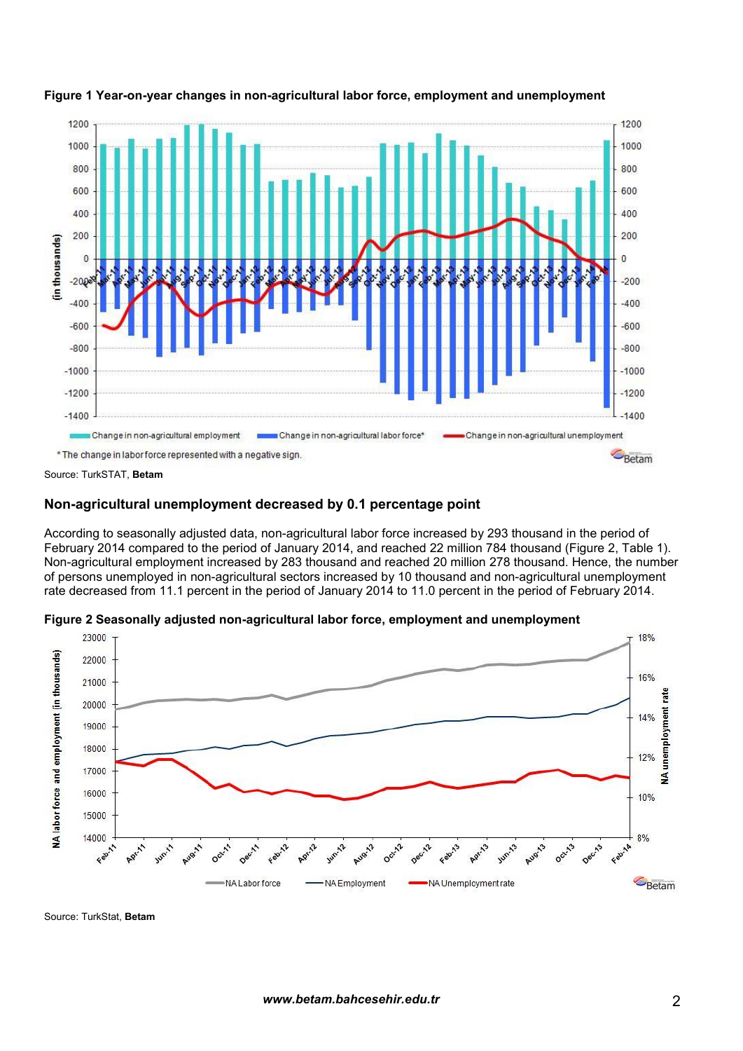**Figure 1 Year-on-year changes in non-agricultural labor force, employment and unemployment**

\* The change in labor force represented with a negative sign.

Source: TurkSTAT, **Betam**

## Non-agricultural unemployment decreased by 0.1 percentage point

According to seasonally adjusted data, non-agricultural labor force increased by 293 thousand in the period of February 2014 compared to the period of January 2014, and reached 22 million 784 thousand (Figure 2, Table 1). Non-agricultural employment increased by 283 thousand and reached 20 million 278 thousand. Hence, the number of persons unemployed in non-agricultural sectors increased by 10 thousand and non-agricultural unemployment rate decreased from 11.1 percent in the period of January 2014 to 11.0 percent in the period of February 2014.

**Figure 2 Seasonally adjusted non-agricultural labor force, employment and unemployment**

Source: TurkStat, **Betam**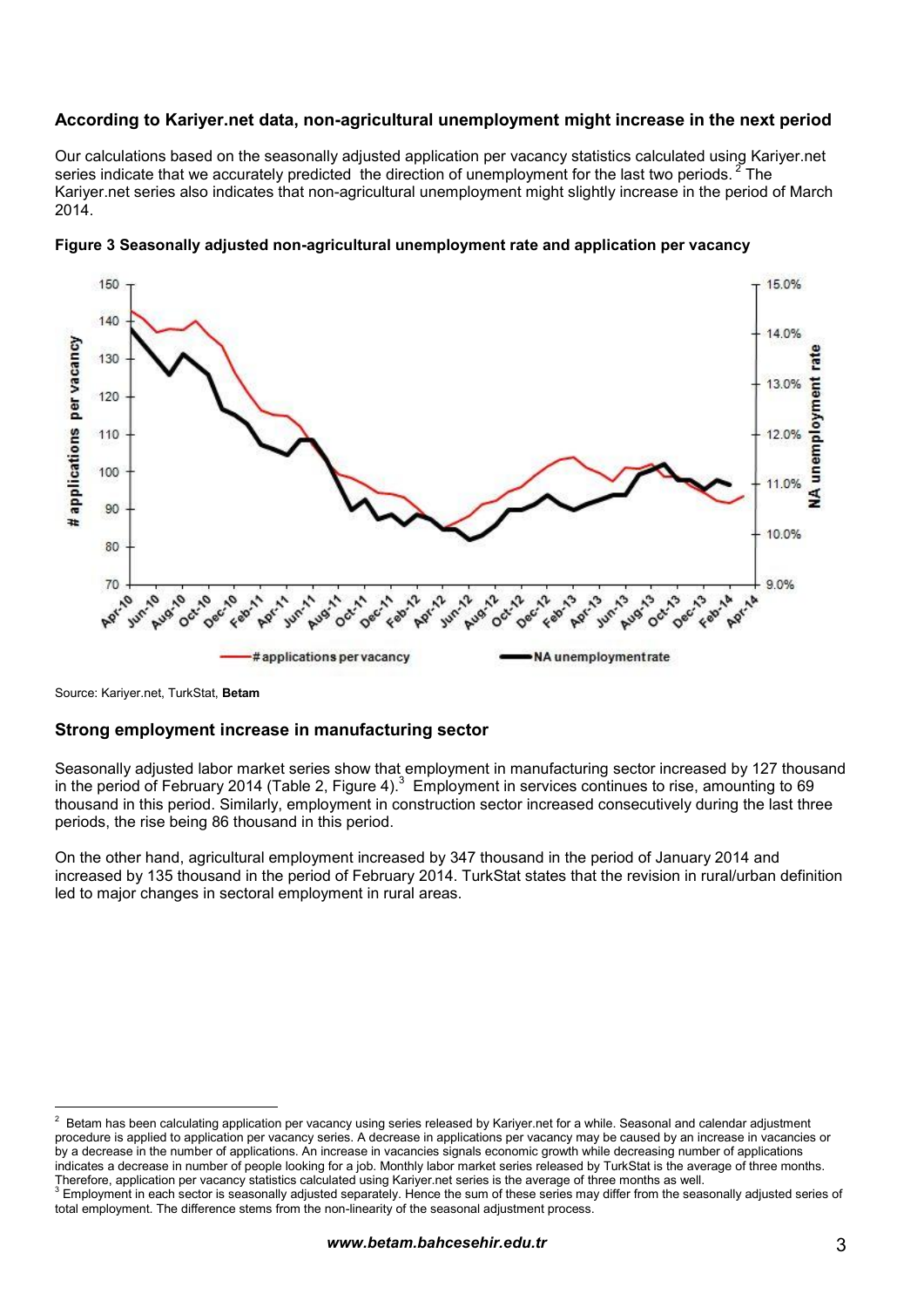### According to Kariyer.net data, non-agricultural unemployment might increase in the next period

Our calculations based on the seasonally adjusted application per vacancy statistics calculated using Kariyer.net series indicate that we accurately predicted the direction of unemployment for the last two periods.[2] The Kariyer.net series also indicates that non-agricultural unemployment might slightly increase in the period of March 2014.

**Figure 3 Seasonally adjusted non-agricultural unemployment rate and application per vacancy**

Source: Kariyer.net, TurkStat, **Betam**

### Strong employment increase in manufacturing sector

Seasonally adjusted labor market series show that employment in manufacturing sector increased by 127 thousand in the period of February 2014 (Table 2, Figure 4).[3] Employment in services continues to rise, amounting to 69 thousand in this period. Similarly, employment in construction sector increased consecutively during the last three periods, the rise being 86 thousand in this period.

On the other hand, agricultural employment increased by 347 thousand in the period of January 2014 and increased by 135 thousand in the period of February 2014. TurkStat states that the revision in rural/urban definition led to major changes in sectoral employment in rural areas.

---

[2] Betam has been calculating application per vacancy using series released by Kariyer.net for a while. Seasonal and calendar adjustment procedure is applied to application per vacancy series. A decrease in applications per vacancy may be caused by an increase in vacancies or by a decrease in the number of applications. An increase in vacancies signals economic growth while decreasing number of applications indicates a decrease in number of people looking for a job. Monthly labor market series released by TurkStat is the average of three months. Therefore, application per vacancy statistics calculated using Kariyer.net series is the average of three months as well.

[3] Employment in each sector is seasonally adjusted separately. Hence the sum of these series may differ from the seasonally adjusted series of total employment. The difference stems from the non-linearity of the seasonal adjustment process.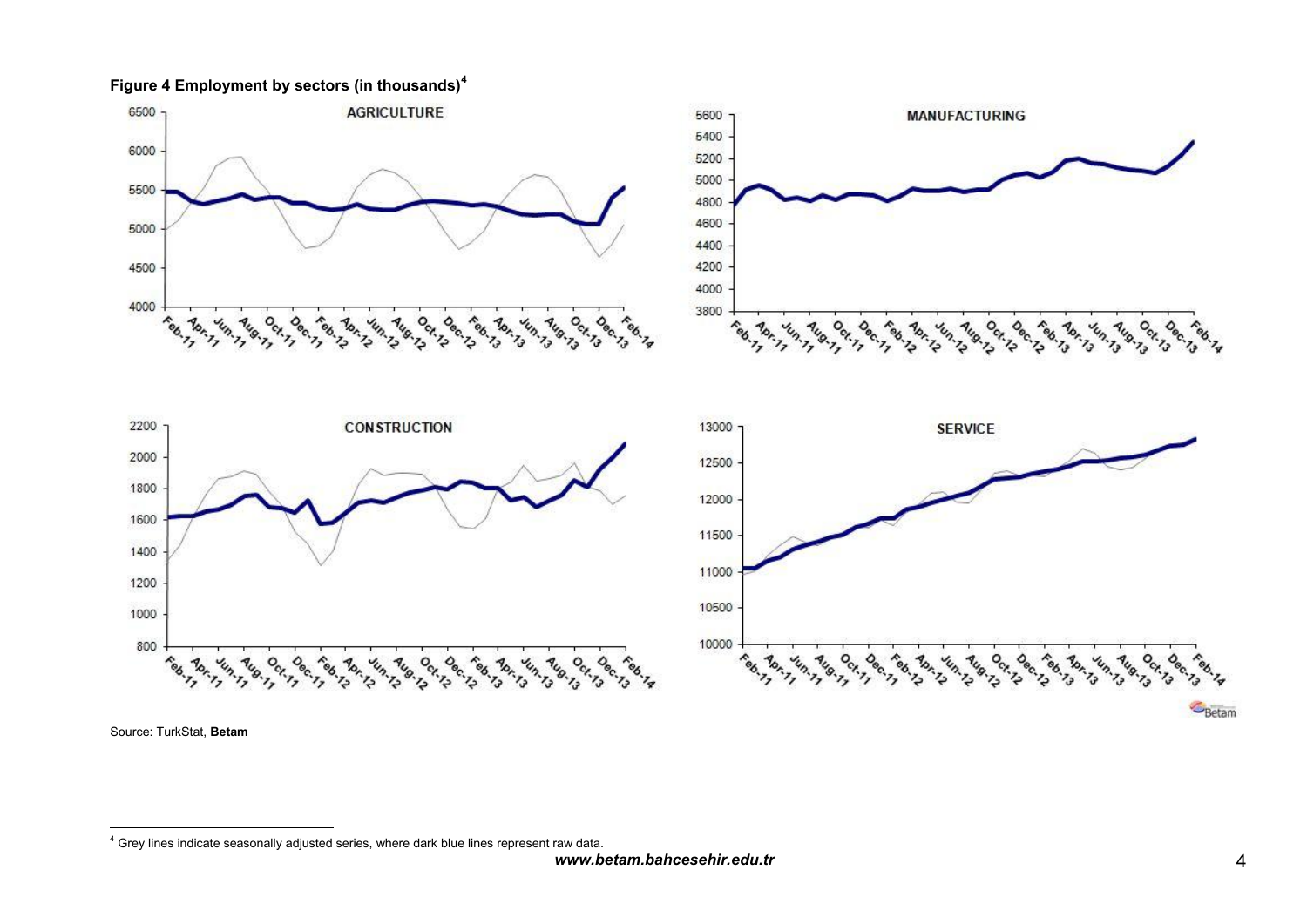**Figure 4 Employment by sectors (in thousands)[4]**

Source: TurkStat, **Betam**

[4] Grey lines indicate seasonally adjusted series, where dark blue lines represent raw data.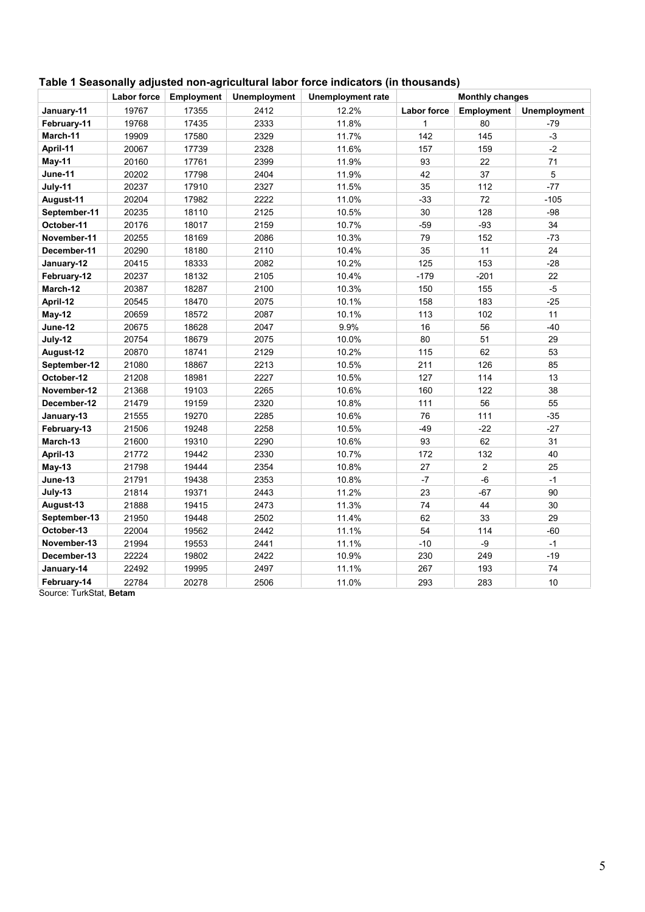**Table 1 Seasonally adjusted non-agricultural labor force indicators (in thousands)**

| | Labor force | Employment | Unemployment | Unemployment rate | Monthly changes | | |
|---|---|---|---|---|---|---|---|
| | | | | | Labor force | Employment | Unemployment |
| **January-11** | 19767 | 17355 | 2412 | 12.2% | | | |
| **February-11** | 19768 | 17435 | 2333 | 11.8% | 1 | 80 | -79 |
| **March-11** | 19909 | 17580 | 2329 | 11.7% | 142 | 145 | -3 |
| **April-11** | 20067 | 17739 | 2328 | 11.6% | 157 | 159 | -2 |
| **May-11** | 20160 | 17761 | 2399 | 11.9% | 93 | 22 | 71 |
| **June-11** | 20202 | 17798 | 2404 | 11.9% | 42 | 37 | 5 |
| **July-11** | 20237 | 17910 | 2327 | 11.5% | 35 | 112 | -77 |
| **August-11** | 20204 | 17982 | 2222 | 11.0% | -33 | 72 | -105 |
| **September-11** | 20235 | 18110 | 2125 | 10.5% | 30 | 128 | -98 |
| **October-11** | 20176 | 18017 | 2159 | 10.7% | -59 | -93 | 34 |
| **November-11** | 20255 | 18169 | 2086 | 10.3% | 79 | 152 | -73 |
| **December-11** | 20290 | 18180 | 2110 | 10.4% | 35 | 11 | 24 |
| **January-12** | 20415 | 18333 | 2082 | 10.2% | 125 | 153 | -28 |
| **February-12** | 20237 | 18132 | 2105 | 10.4% | -179 | -201 | 22 |
| **March-12** | 20387 | 18287 | 2100 | 10.3% | 150 | 155 | -5 |
| **April-12** | 20545 | 18470 | 2075 | 10.1% | 158 | 183 | -25 |
| **May-12** | 20659 | 18572 | 2087 | 10.1% | 113 | 102 | 11 |
| **June-12** | 20675 | 18628 | 2047 | 9.9% | 16 | 56 | -40 |
| **July-12** | 20754 | 18679 | 2075 | 10.0% | 80 | 51 | 29 |
| **August-12** | 20870 | 18741 | 2129 | 10.2% | 115 | 62 | 53 |
| **September-12** | 21080 | 18867 | 2213 | 10.5% | 211 | 126 | 85 |
| **October-12** | 21208 | 18981 | 2227 | 10.5% | 127 | 114 | 13 |
| **November-12** | 21368 | 19103 | 2265 | 10.6% | 160 | 122 | 38 |
| **December-12** | 21479 | 19159 | 2320 | 10.8% | 111 | 56 | 55 |
| **January-13** | 21555 | 19270 | 2285 | 10.6% | 76 | 111 | -35 |
| **February-13** | 21506 | 19248 | 2258 | 10.5% | -49 | -22 | -27 |
| **March-13** | 21600 | 19310 | 2290 | 10.6% | 93 | 62 | 31 |
| **April-13** | 21772 | 19442 | 2330 | 10.7% | 172 | 132 | 40 |
| **May-13** | 21798 | 19444 | 2354 | 10.8% | 27 | 2 | 25 |
| **June-13** | 21791 | 19438 | 2353 | 10.8% | -7 | -6 | -1 |
| **July-13** | 21814 | 19371 | 2443 | 11.2% | 23 | -67 | 90 |
| **August-13** | 21888 | 19415 | 2473 | 11.3% | 74 | 44 | 30 |
| **September-13** | 21950 | 19448 | 2502 | 11.4% | 62 | 33 | 29 |
| **October-13** | 22004 | 19562 | 2442 | 11.1% | 54 | 114 | -60 |
| **November-13** | 21994 | 19553 | 2441 | 11.1% | -10 | -9 | -1 |
| **December-13** | 22224 | 19802 | 2422 | 10.9% | 230 | 249 | -19 |
| **January-14** | 22492 | 19995 | 2497 | 11.1% | 267 | 193 | 74 |
| **February-14** | 22784 | 20278 | 2506 | 11.0% | 293 | 283 | 10 |

Source: TurkStat, **Betam**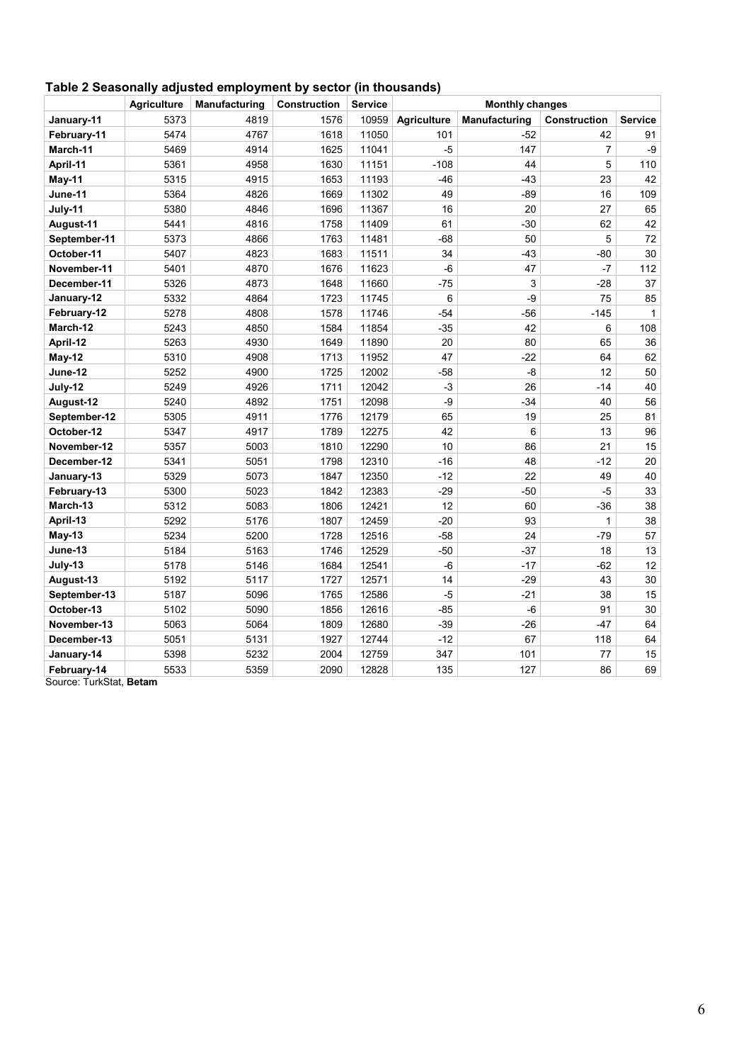### Table 2 Seasonally adjusted employment by sector (in thousands)

| | Agriculture | Manufacturing | Construction | Service | Monthly changes | | | |
|---|---|---|---|---|---|---|---|---|
| January-11 | 5373 | 4819 | 1576 | 10959 | Agriculture | Manufacturing | Construction | Service |
| February-11 | 5474 | 4767 | 1618 | 11050 | 101 | -52 | 42 | 91 |
| March-11 | 5469 | 4914 | 1625 | 11041 | -5 | 147 | 7 | -9 |
| April-11 | 5361 | 4958 | 1630 | 11151 | -108 | 44 | 5 | 110 |
| May-11 | 5315 | 4915 | 1653 | 11193 | -46 | -43 | 23 | 42 |
| June-11 | 5364 | 4826 | 1669 | 11302 | 49 | -89 | 16 | 109 |
| July-11 | 5380 | 4846 | 1696 | 11367 | 16 | 20 | 27 | 65 |
| August-11 | 5441 | 4816 | 1758 | 11409 | 61 | -30 | 62 | 42 |
| September-11 | 5373 | 4866 | 1763 | 11481 | -68 | 50 | 5 | 72 |
| October-11 | 5407 | 4823 | 1683 | 11511 | 34 | -43 | -80 | 30 |
| November-11 | 5401 | 4870 | 1676 | 11623 | -6 | 47 | -7 | 112 |
| December-11 | 5326 | 4873 | 1648 | 11660 | -75 | 3 | -28 | 37 |
| January-12 | 5332 | 4864 | 1723 | 11745 | 6 | -9 | 75 | 85 |
| February-12 | 5278 | 4808 | 1578 | 11746 | -54 | -56 | -145 | 1 |
| March-12 | 5243 | 4850 | 1584 | 11854 | -35 | 42 | 6 | 108 |
| April-12 | 5263 | 4930 | 1649 | 11890 | 20 | 80 | 65 | 36 |
| May-12 | 5310 | 4908 | 1713 | 11952 | 47 | -22 | 64 | 62 |
| June-12 | 5252 | 4900 | 1725 | 12002 | -58 | -8 | 12 | 50 |
| July-12 | 5249 | 4926 | 1711 | 12042 | -3 | 26 | -14 | 40 |
| August-12 | 5240 | 4892 | 1751 | 12098 | -9 | -34 | 40 | 56 |
| September-12 | 5305 | 4911 | 1776 | 12179 | 65 | 19 | 25 | 81 |
| October-12 | 5347 | 4917 | 1789 | 12275 | 42 | 6 | 13 | 96 |
| November-12 | 5357 | 5003 | 1810 | 12290 | 10 | 86 | 21 | 15 |
| December-12 | 5341 | 5051 | 1798 | 12310 | -16 | 48 | -12 | 20 |
| January-13 | 5329 | 5073 | 1847 | 12350 | -12 | 22 | 49 | 40 |
| February-13 | 5300 | 5023 | 1842 | 12383 | -29 | -50 | -5 | 33 |
| March-13 | 5312 | 5083 | 1806 | 12421 | 12 | 60 | -36 | 38 |
| April-13 | 5292 | 5176 | 1807 | 12459 | -20 | 93 | 1 | 38 |
| May-13 | 5234 | 5200 | 1728 | 12516 | -58 | 24 | -79 | 57 |
| June-13 | 5184 | 5163 | 1746 | 12529 | -50 | -37 | 18 | 13 |
| July-13 | 5178 | 5146 | 1684 | 12541 | -6 | -17 | -62 | 12 |
| August-13 | 5192 | 5117 | 1727 | 12571 | 14 | -29 | 43 | 30 |
| September-13 | 5187 | 5096 | 1765 | 12586 | -5 | -21 | 38 | 15 |
| October-13 | 5102 | 5090 | 1856 | 12616 | -85 | -6 | 91 | 30 |
| November-13 | 5063 | 5064 | 1809 | 12680 | -39 | -26 | -47 | 64 |
| December-13 | 5051 | 5131 | 1927 | 12744 | -12 | 67 | 118 | 64 |
| January-14 | 5398 | 5232 | 2004 | 12759 | 347 | 101 | 77 | 15 |
| February-14 | 5533 | 5359 | 2090 | 12828 | 135 | 127 | 86 | 69 |

Source: TurkStat, **Betam**